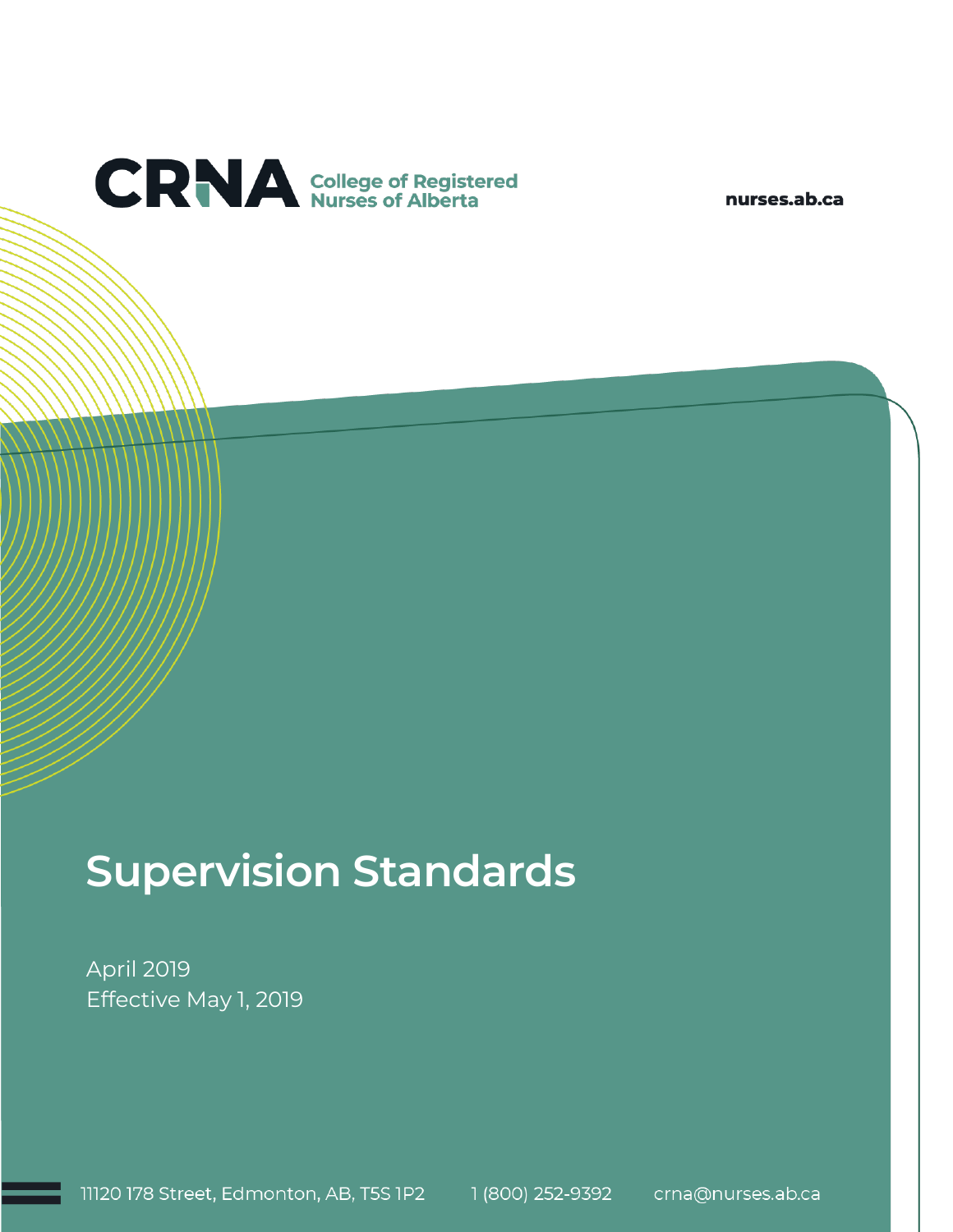CRNA College of Registered Nurses of Alberta

nurses.ab.ca

# Supervision Standards

April 2019
Effective May 1, 2019

11120 178 Street, Edmonton, AB, T5S 1P2     1 (800) 252-9392     crna@nurses.ab.ca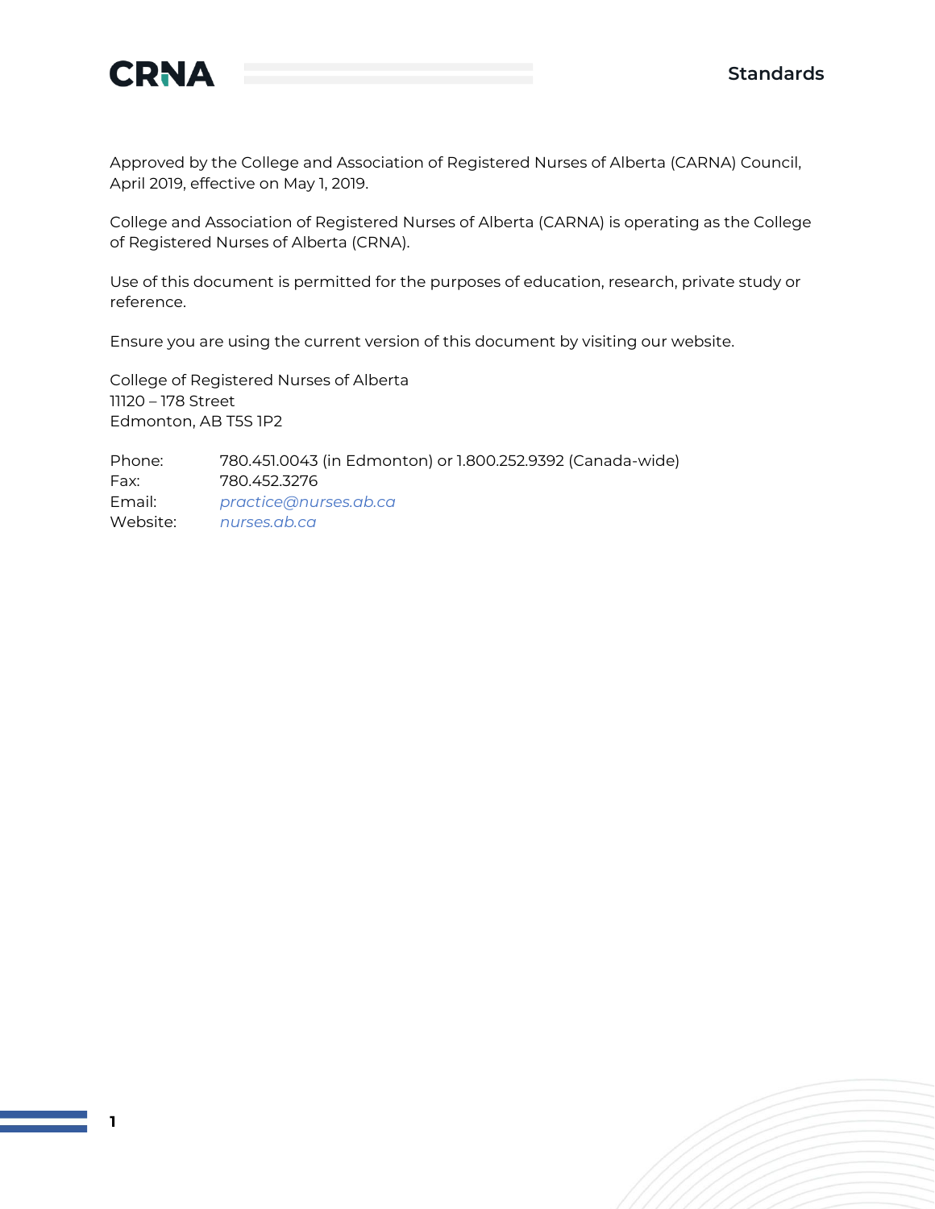Approved by the College and Association of Registered Nurses of Alberta (CARNA) Council, April 2019, effective on May 1, 2019.

College and Association of Registered Nurses of Alberta (CARNA) is operating as the College of Registered Nurses of Alberta (CRNA).

Use of this document is permitted for the purposes of education, research, private study or reference.

Ensure you are using the current version of this document by visiting our website.

College of Registered Nurses of Alberta
11120 – 178 Street
Edmonton, AB T5S 1P2

| | |
|---|---|
| Phone: | 780.451.0043 (in Edmonton) or 1.800.252.9392 (Canada-wide) |
| Fax: | 780.452.3276 |
| Email: | *practice@nurses.ab.ca* |
| Website: | *nurses.ab.ca* |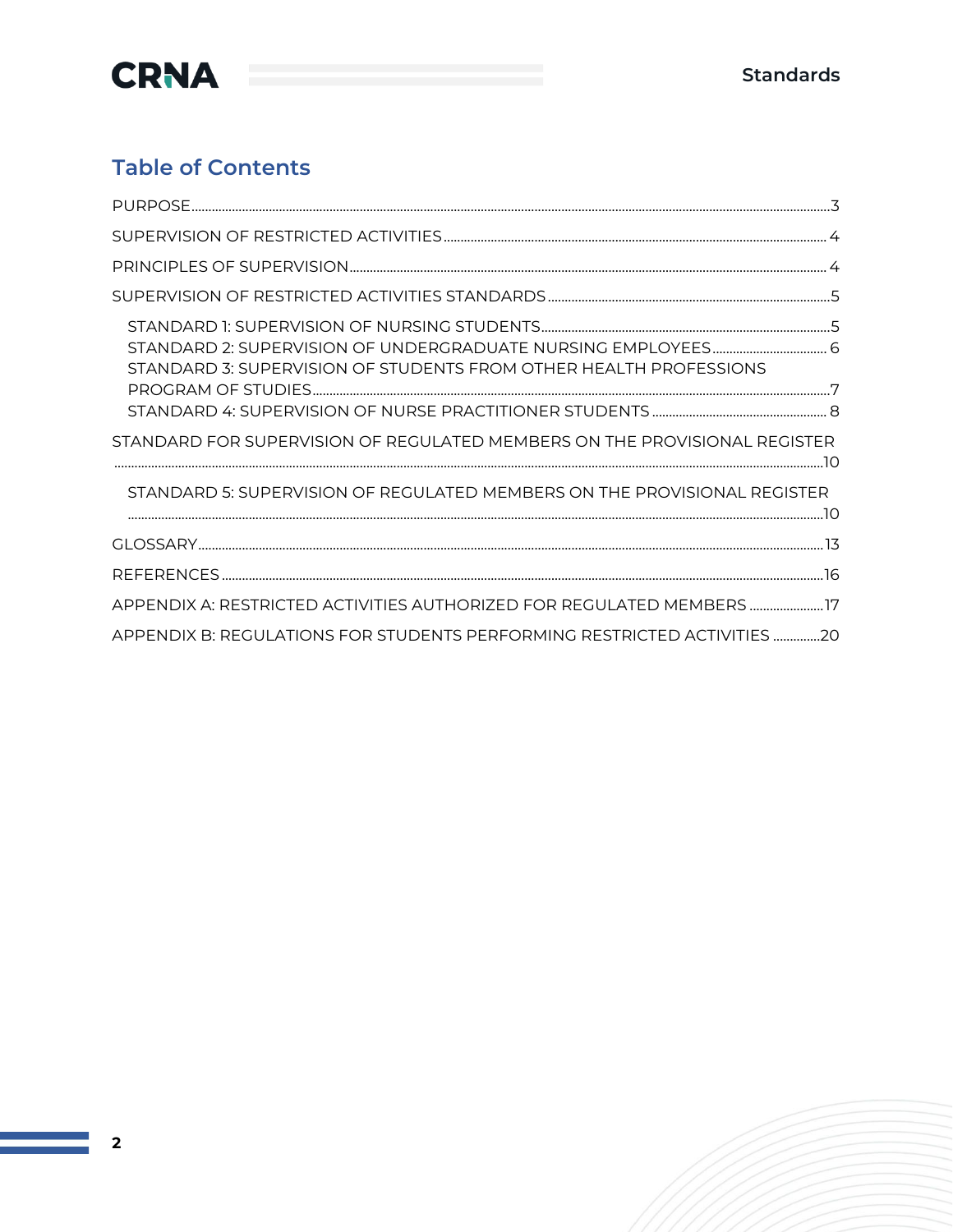## Table of Contents

PURPOSE ...3

SUPERVISION OF RESTRICTED ACTIVITIES ... 4

PRINCIPLES OF SUPERVISION ... 4

SUPERVISION OF RESTRICTED ACTIVITIES STANDARDS ...5

- STANDARD 1: SUPERVISION OF NURSING STUDENTS ...5
- STANDARD 2: SUPERVISION OF UNDERGRADUATE NURSING EMPLOYEES ... 6
- STANDARD 3: SUPERVISION OF STUDENTS FROM OTHER HEALTH PROFESSIONS PROGRAM OF STUDIES ...7
- STANDARD 4: SUPERVISION OF NURSE PRACTITIONER STUDENTS ... 8

STANDARD FOR SUPERVISION OF REGULATED MEMBERS ON THE PROVISIONAL REGISTER ...10

- STANDARD 5: SUPERVISION OF REGULATED MEMBERS ON THE PROVISIONAL REGISTER ...10

GLOSSARY ...13

REFERENCES ...16

APPENDIX A: RESTRICTED ACTIVITIES AUTHORIZED FOR REGULATED MEMBERS ...17

APPENDIX B: REGULATIONS FOR STUDENTS PERFORMING RESTRICTED ACTIVITIES ...20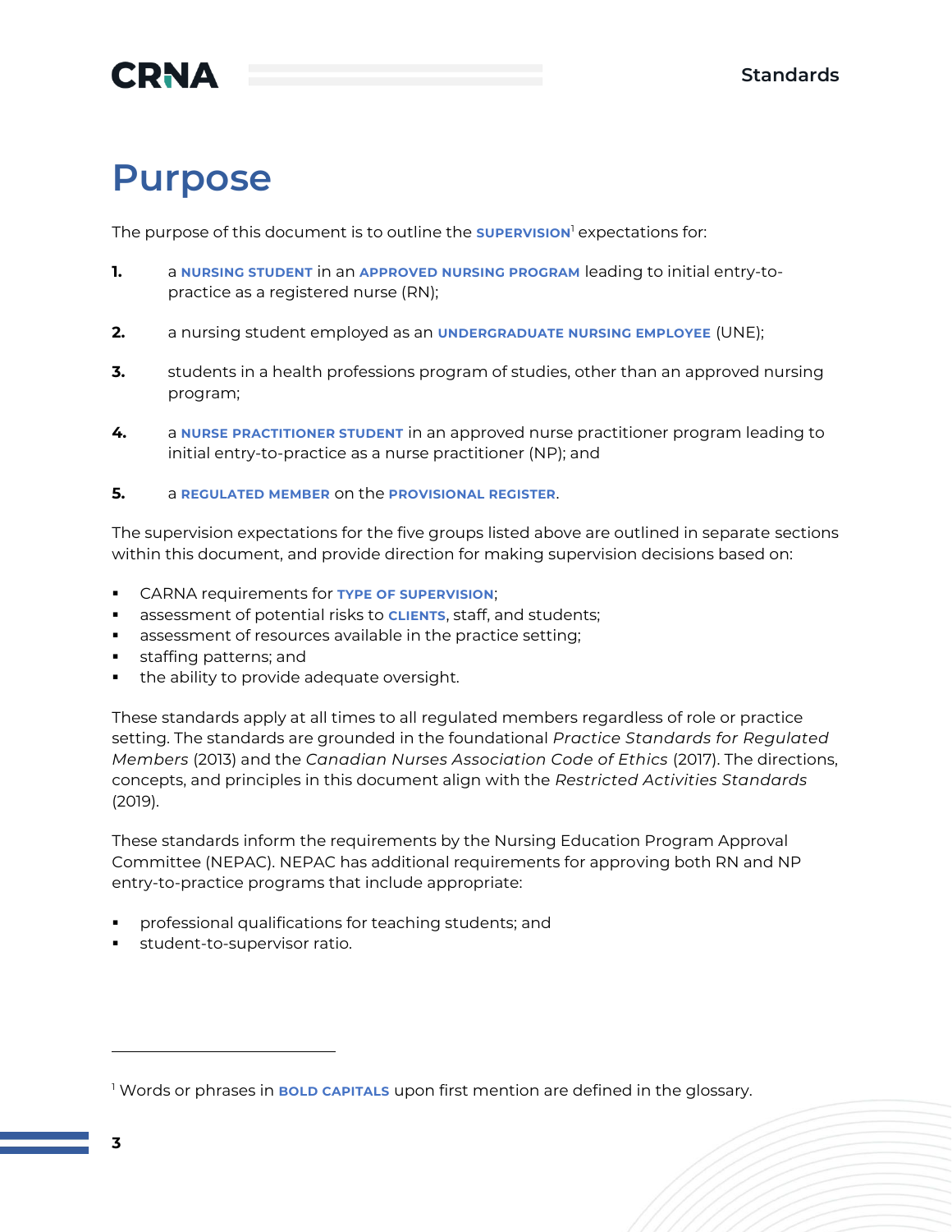# Purpose

The purpose of this document is to outline the **SUPERVISION**[1] expectations for:

1. a **NURSING STUDENT** in an **APPROVED NURSING PROGRAM** leading to initial entry-to-practice as a registered nurse (RN);
2. a nursing student employed as an **UNDERGRADUATE NURSING EMPLOYEE** (UNE);
3. students in a health professions program of studies, other than an approved nursing program;
4. a **NURSE PRACTITIONER STUDENT** in an approved nurse practitioner program leading to initial entry-to-practice as a nurse practitioner (NP); and
5. a **REGULATED MEMBER** on the **PROVISIONAL REGISTER**.

The supervision expectations for the five groups listed above are outlined in separate sections within this document, and provide direction for making supervision decisions based on:

- CARNA requirements for **TYPE OF SUPERVISION**;
- assessment of potential risks to **CLIENTS**, staff, and students;
- assessment of resources available in the practice setting;
- staffing patterns; and
- the ability to provide adequate oversight.

These standards apply at all times to all regulated members regardless of role or practice setting. The standards are grounded in the foundational *Practice Standards for Regulated Members* (2013) and the *Canadian Nurses Association Code of Ethics* (2017). The directions, concepts, and principles in this document align with the *Restricted Activities Standards* (2019).

These standards inform the requirements by the Nursing Education Program Approval Committee (NEPAC). NEPAC has additional requirements for approving both RN and NP entry-to-practice programs that include appropriate:

- professional qualifications for teaching students; and
- student-to-supervisor ratio.

---

[1] Words or phrases in **BOLD CAPITALS** upon first mention are defined in the glossary.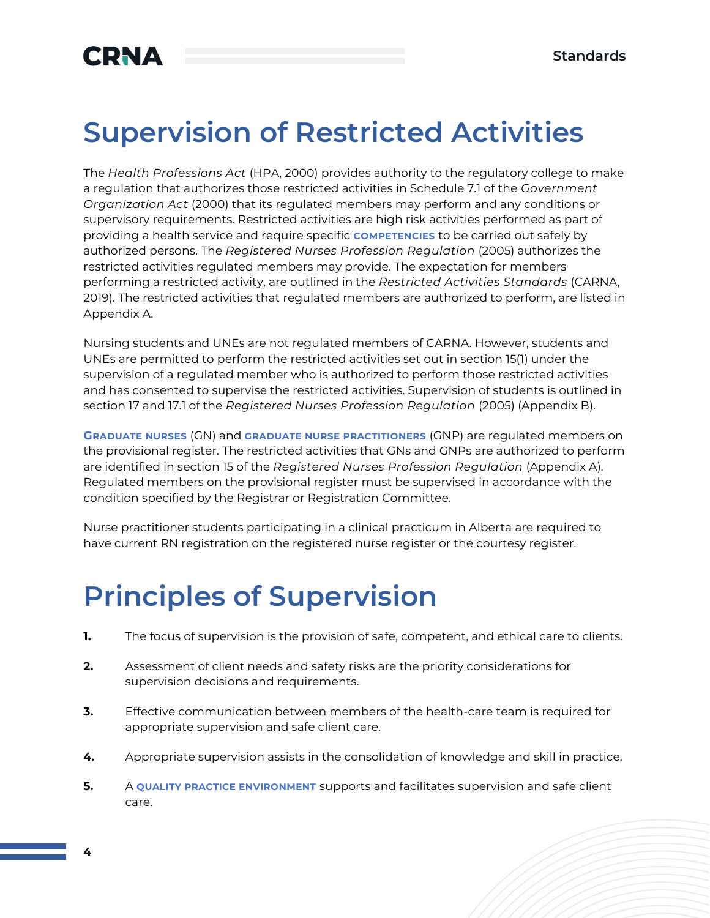# Supervision of Restricted Activities

The *Health Professions Act* (HPA, 2000) provides authority to the regulatory college to make a regulation that authorizes those restricted activities in Schedule 7.1 of the *Government Organization Act* (2000) that its regulated members may perform and any conditions or supervisory requirements. Restricted activities are high risk activities performed as part of providing a health service and require specific **COMPETENCIES** to be carried out safely by authorized persons. The *Registered Nurses Profession Regulation* (2005) authorizes the restricted activities regulated members may provide. The expectation for members performing a restricted activity, are outlined in the *Restricted Activities Standards* (CARNA, 2019). The restricted activities that regulated members are authorized to perform, are listed in Appendix A.

Nursing students and UNEs are not regulated members of CARNA. However, students and UNEs are permitted to perform the restricted activities set out in section 15(1) under the supervision of a regulated member who is authorized to perform those restricted activities and has consented to supervise the restricted activities. Supervision of students is outlined in section 17 and 17.1 of the *Registered Nurses Profession Regulation* (2005) (Appendix B).

**GRADUATE NURSES** (GN) and **GRADUATE NURSE PRACTITIONERS** (GNP) are regulated members on the provisional register. The restricted activities that GNs and GNPs are authorized to perform are identified in section 15 of the *Registered Nurses Profession Regulation* (Appendix A). Regulated members on the provisional register must be supervised in accordance with the condition specified by the Registrar or Registration Committee.

Nurse practitioner students participating in a clinical practicum in Alberta are required to have current RN registration on the registered nurse register or the courtesy register.

# Principles of Supervision

1. The focus of supervision is the provision of safe, competent, and ethical care to clients.
2. Assessment of client needs and safety risks are the priority considerations for supervision decisions and requirements.
3. Effective communication between members of the health-care team is required for appropriate supervision and safe client care.
4. Appropriate supervision assists in the consolidation of knowledge and skill in practice.
5. A **QUALITY PRACTICE ENVIRONMENT** supports and facilitates supervision and safe client care.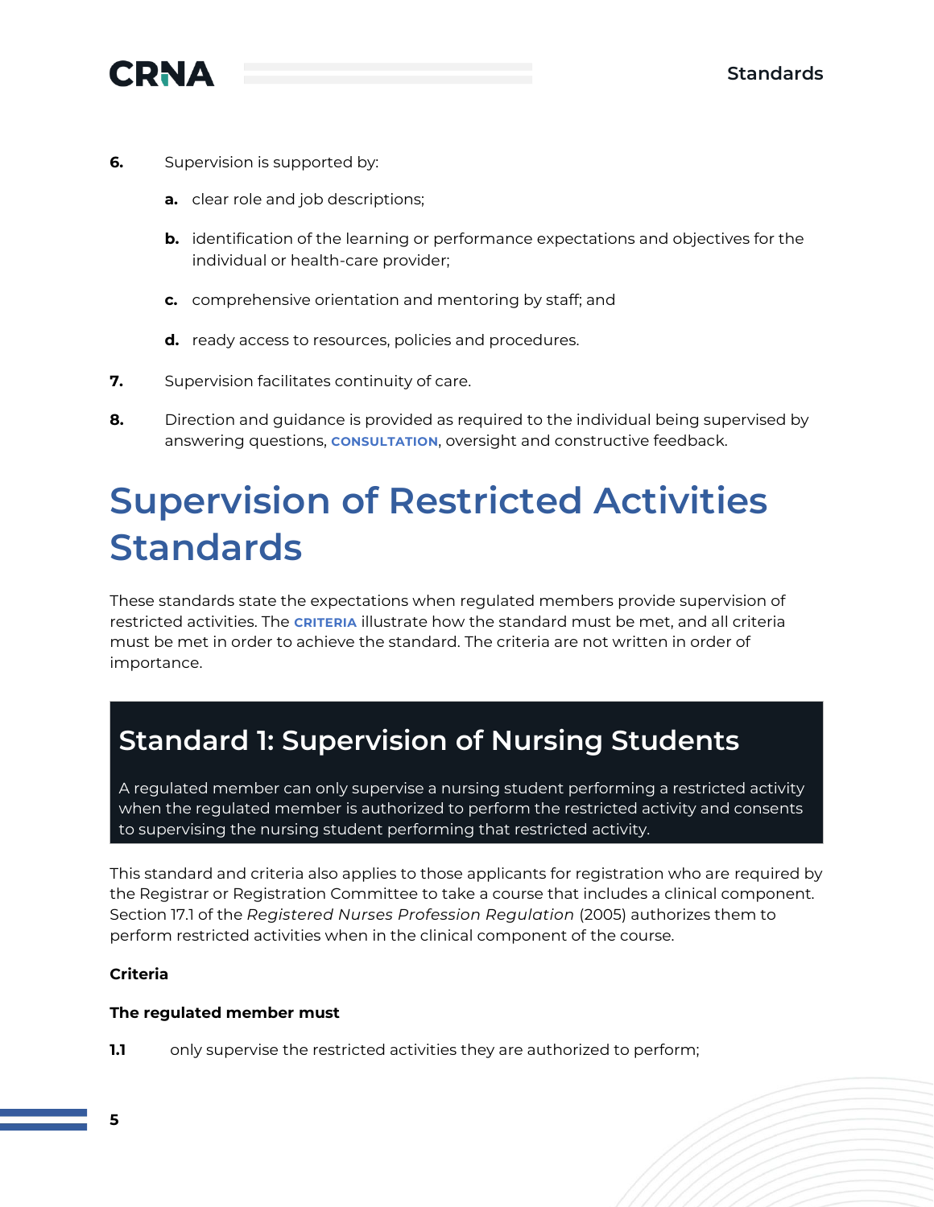6. Supervision is supported by:

   a. clear role and job descriptions;

   b. identification of the learning or performance expectations and objectives for the individual or health-care provider;

   c. comprehensive orientation and mentoring by staff; and

   d. ready access to resources, policies and procedures.

7. Supervision facilitates continuity of care.

8. Direction and guidance is provided as required to the individual being supervised by answering questions, **CONSULTATION**, oversight and constructive feedback.

# Supervision of Restricted Activities Standards

These standards state the expectations when regulated members provide supervision of restricted activities. The **CRITERIA** illustrate how the standard must be met, and all criteria must be met in order to achieve the standard. The criteria are not written in order of importance.

## Standard 1: Supervision of Nursing Students

A regulated member can only supervise a nursing student performing a restricted activity when the regulated member is authorized to perform the restricted activity and consents to supervising the nursing student performing that restricted activity.

This standard and criteria also applies to those applicants for registration who are required by the Registrar or Registration Committee to take a course that includes a clinical component. Section 17.1 of the *Registered Nurses Profession Regulation* (2005) authorizes them to perform restricted activities when in the clinical component of the course.

**Criteria**

**The regulated member must**

**1.1** only supervise the restricted activities they are authorized to perform;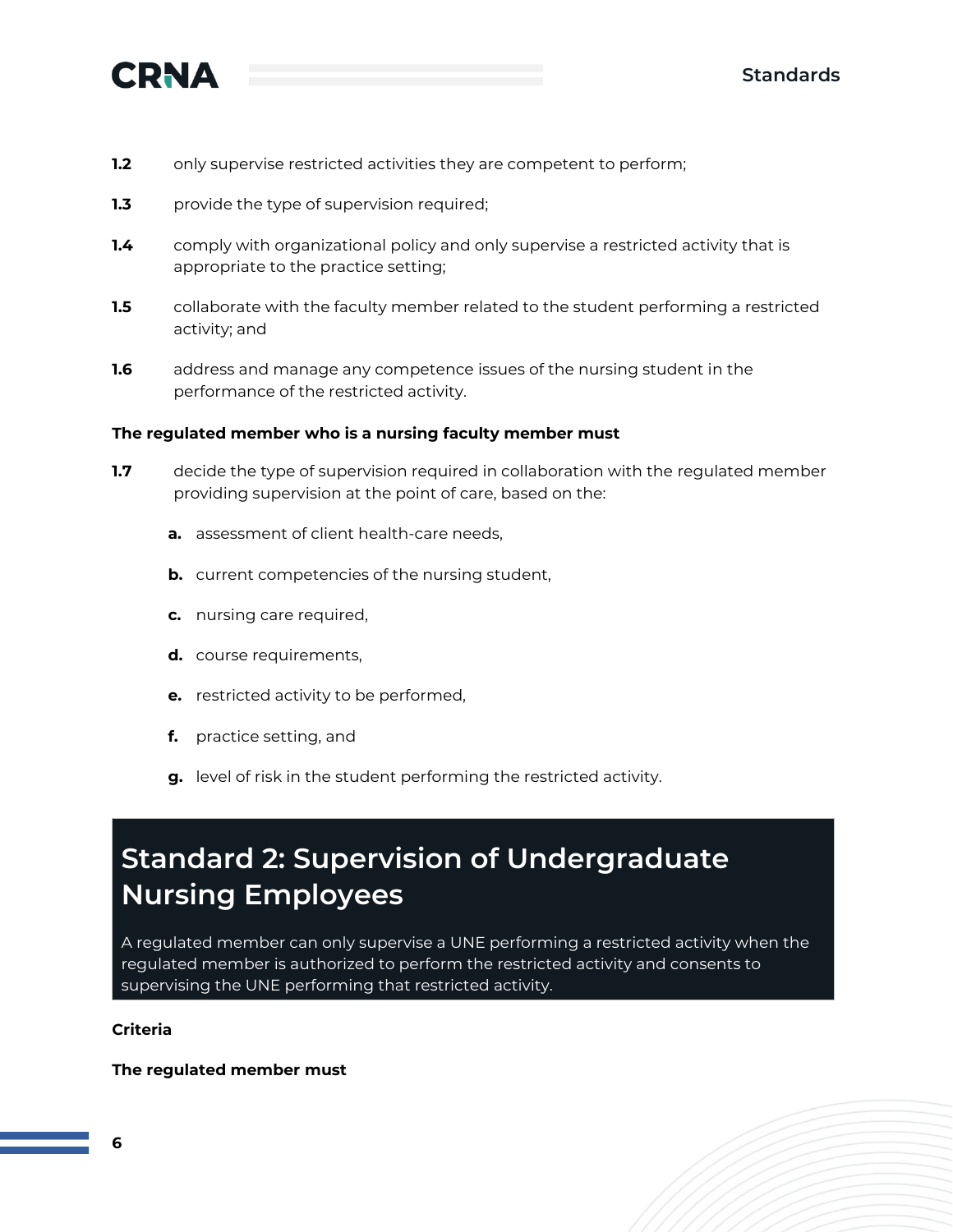**1.2** only supervise restricted activities they are competent to perform;

**1.3** provide the type of supervision required;

**1.4** comply with organizational policy and only supervise a restricted activity that is appropriate to the practice setting;

**1.5** collaborate with the faculty member related to the student performing a restricted activity; and

**1.6** address and manage any competence issues of the nursing student in the performance of the restricted activity.

**The regulated member who is a nursing faculty member must**

**1.7** decide the type of supervision required in collaboration with the regulated member providing supervision at the point of care, based on the:

- **a.** assessment of client health-care needs,
- **b.** current competencies of the nursing student,
- **c.** nursing care required,
- **d.** course requirements,
- **e.** restricted activity to be performed,
- **f.** practice setting, and
- **g.** level of risk in the student performing the restricted activity.

## Standard 2: Supervision of Undergraduate Nursing Employees

A regulated member can only supervise a UNE performing a restricted activity when the regulated member is authorized to perform the restricted activity and consents to supervising the UNE performing that restricted activity.

**Criteria**

**The regulated member must**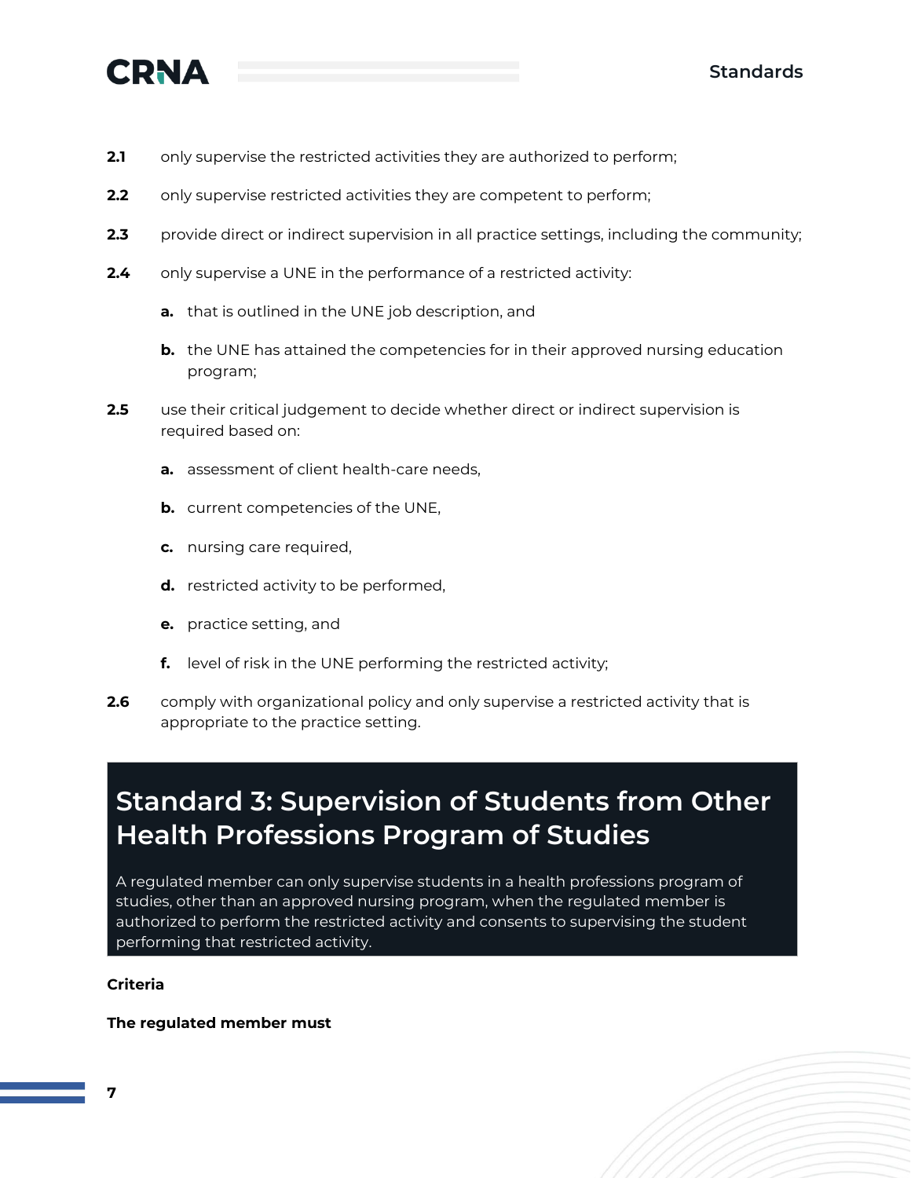**2.1** only supervise the restricted activities they are authorized to perform;

**2.2** only supervise restricted activities they are competent to perform;

**2.3** provide direct or indirect supervision in all practice settings, including the community;

**2.4** only supervise a UNE in the performance of a restricted activity:

- **a.** that is outlined in the UNE job description, and
- **b.** the UNE has attained the competencies for in their approved nursing education program;

**2.5** use their critical judgement to decide whether direct or indirect supervision is required based on:

- **a.** assessment of client health-care needs,
- **b.** current competencies of the UNE,
- **c.** nursing care required,
- **d.** restricted activity to be performed,
- **e.** practice setting, and
- **f.** level of risk in the UNE performing the restricted activity;

**2.6** comply with organizational policy and only supervise a restricted activity that is appropriate to the practice setting.

## Standard 3: Supervision of Students from Other Health Professions Program of Studies

A regulated member can only supervise students in a health professions program of studies, other than an approved nursing program, when the regulated member is authorized to perform the restricted activity and consents to supervising the student performing that restricted activity.

**Criteria**

**The regulated member must**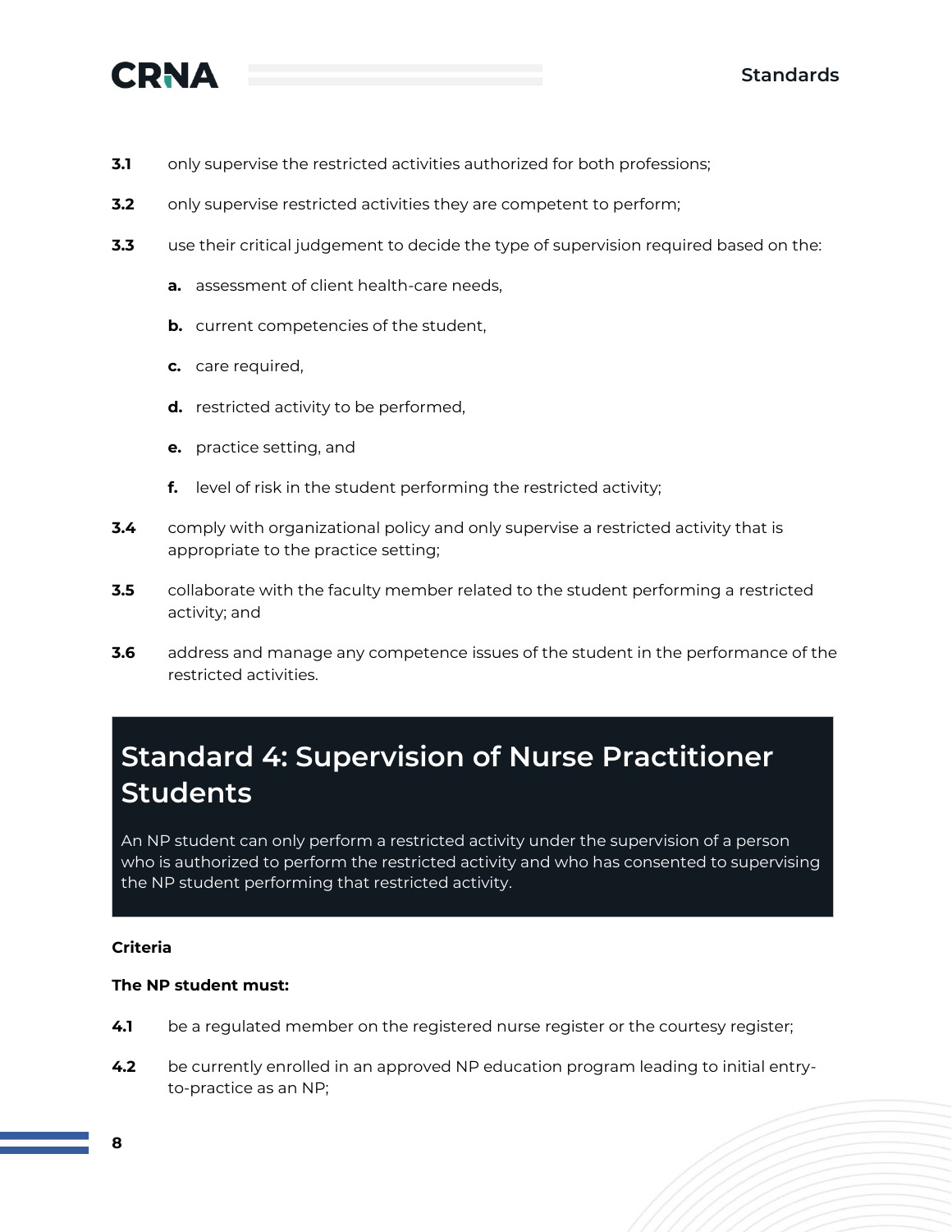**3.1** only supervise the restricted activities authorized for both professions;

**3.2** only supervise restricted activities they are competent to perform;

**3.3** use their critical judgement to decide the type of supervision required based on the:

- **a.** assessment of client health-care needs,
- **b.** current competencies of the student,
- **c.** care required,
- **d.** restricted activity to be performed,
- **e.** practice setting, and
- **f.** level of risk in the student performing the restricted activity;

**3.4** comply with organizational policy and only supervise a restricted activity that is appropriate to the practice setting;

**3.5** collaborate with the faculty member related to the student performing a restricted activity; and

**3.6** address and manage any competence issues of the student in the performance of the restricted activities.

## Standard 4: Supervision of Nurse Practitioner Students

An NP student can only perform a restricted activity under the supervision of a person who is authorized to perform the restricted activity and who has consented to supervising the NP student performing that restricted activity.

**Criteria**

**The NP student must:**

**4.1** be a regulated member on the registered nurse register or the courtesy register;

**4.2** be currently enrolled in an approved NP education program leading to initial entry-to-practice as an NP;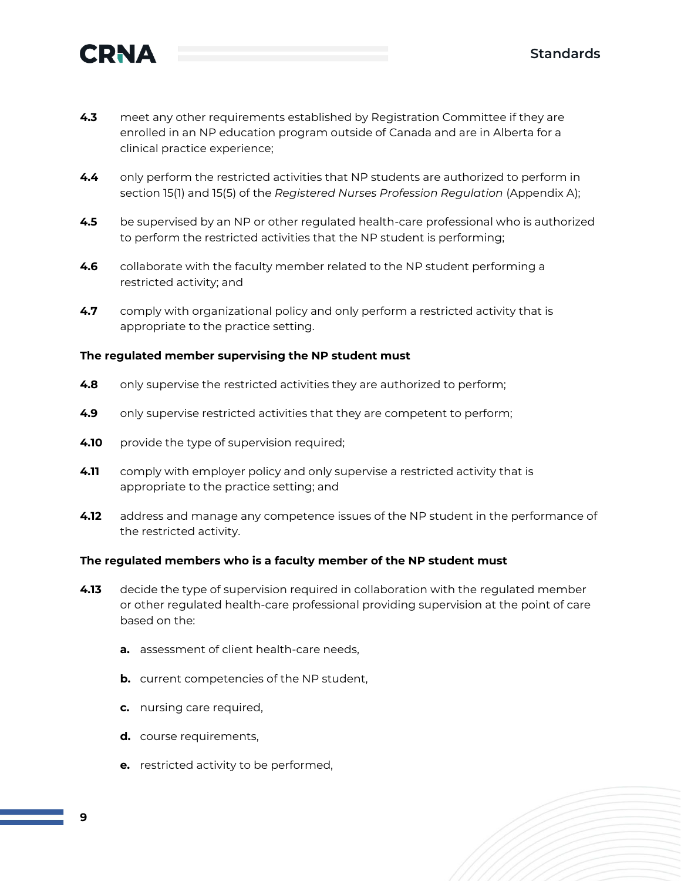**4.3** meet any other requirements established by Registration Committee if they are enrolled in an NP education program outside of Canada and are in Alberta for a clinical practice experience;

**4.4** only perform the restricted activities that NP students are authorized to perform in section 15(1) and 15(5) of the *Registered Nurses Profession Regulation* (Appendix A);

**4.5** be supervised by an NP or other regulated health-care professional who is authorized to perform the restricted activities that the NP student is performing;

**4.6** collaborate with the faculty member related to the NP student performing a restricted activity; and

**4.7** comply with organizational policy and only perform a restricted activity that is appropriate to the practice setting.

**The regulated member supervising the NP student must**

**4.8** only supervise the restricted activities they are authorized to perform;

**4.9** only supervise restricted activities that they are competent to perform;

**4.10** provide the type of supervision required;

**4.11** comply with employer policy and only supervise a restricted activity that is appropriate to the practice setting; and

**4.12** address and manage any competence issues of the NP student in the performance of the restricted activity.

**The regulated members who is a faculty member of the NP student must**

**4.13** decide the type of supervision required in collaboration with the regulated member or other regulated health-care professional providing supervision at the point of care based on the:

- **a.** assessment of client health-care needs,
- **b.** current competencies of the NP student,
- **c.** nursing care required,
- **d.** course requirements,
- **e.** restricted activity to be performed,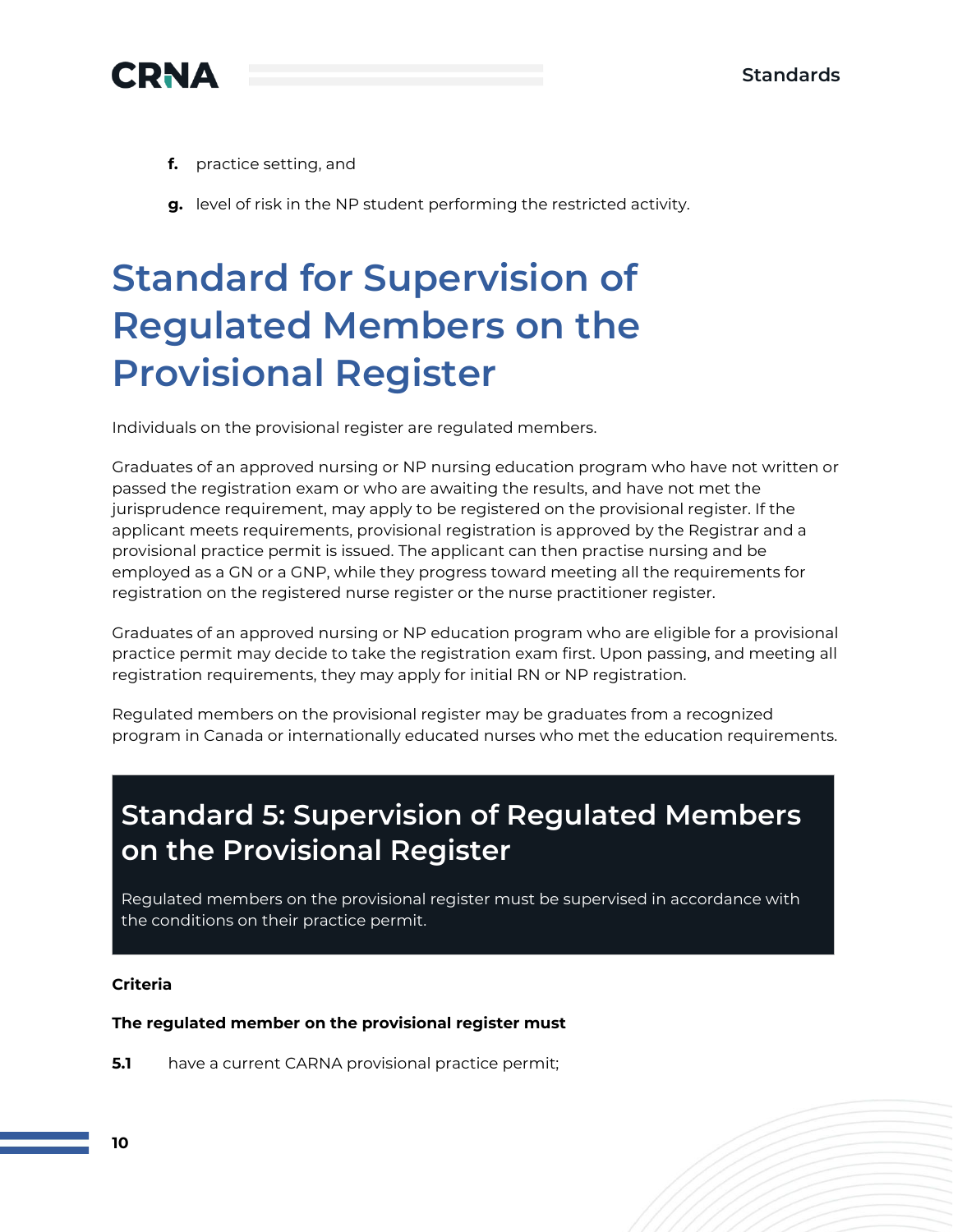f. practice setting, and

g. level of risk in the NP student performing the restricted activity.

# Standard for Supervision of Regulated Members on the Provisional Register

Individuals on the provisional register are regulated members.

Graduates of an approved nursing or NP nursing education program who have not written or passed the registration exam or who are awaiting the results, and have not met the jurisprudence requirement, may apply to be registered on the provisional register. If the applicant meets requirements, provisional registration is approved by the Registrar and a provisional practice permit is issued. The applicant can then practise nursing and be employed as a GN or a GNP, while they progress toward meeting all the requirements for registration on the registered nurse register or the nurse practitioner register.

Graduates of an approved nursing or NP education program who are eligible for a provisional practice permit may decide to take the registration exam first. Upon passing, and meeting all registration requirements, they may apply for initial RN or NP registration.

Regulated members on the provisional register may be graduates from a recognized program in Canada or internationally educated nurses who met the education requirements.

## Standard 5: Supervision of Regulated Members on the Provisional Register

Regulated members on the provisional register must be supervised in accordance with the conditions on their practice permit.

**Criteria**

**The regulated member on the provisional register must**

**5.1** have a current CARNA provisional practice permit;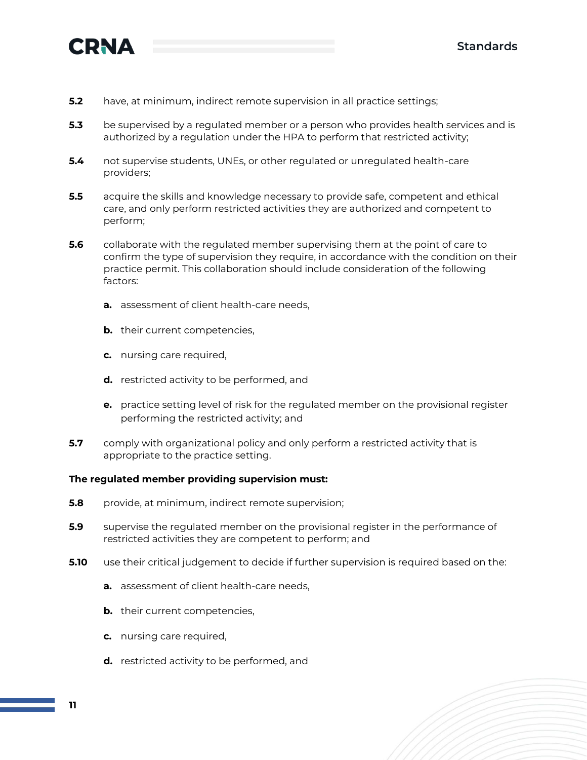**5.2** have, at minimum, indirect remote supervision in all practice settings;

**5.3** be supervised by a regulated member or a person who provides health services and is authorized by a regulation under the HPA to perform that restricted activity;

**5.4** not supervise students, UNEs, or other regulated or unregulated health-care providers;

**5.5** acquire the skills and knowledge necessary to provide safe, competent and ethical care, and only perform restricted activities they are authorized and competent to perform;

**5.6** collaborate with the regulated member supervising them at the point of care to confirm the type of supervision they require, in accordance with the condition on their practice permit. This collaboration should include consideration of the following factors:

- **a.** assessment of client health-care needs,
- **b.** their current competencies,
- **c.** nursing care required,
- **d.** restricted activity to be performed, and
- **e.** practice setting level of risk for the regulated member on the provisional register performing the restricted activity; and

**5.7** comply with organizational policy and only perform a restricted activity that is appropriate to the practice setting.

**The regulated member providing supervision must:**

**5.8** provide, at minimum, indirect remote supervision;

**5.9** supervise the regulated member on the provisional register in the performance of restricted activities they are competent to perform; and

**5.10** use their critical judgement to decide if further supervision is required based on the:

- **a.** assessment of client health-care needs,
- **b.** their current competencies,
- **c.** nursing care required,
- **d.** restricted activity to be performed, and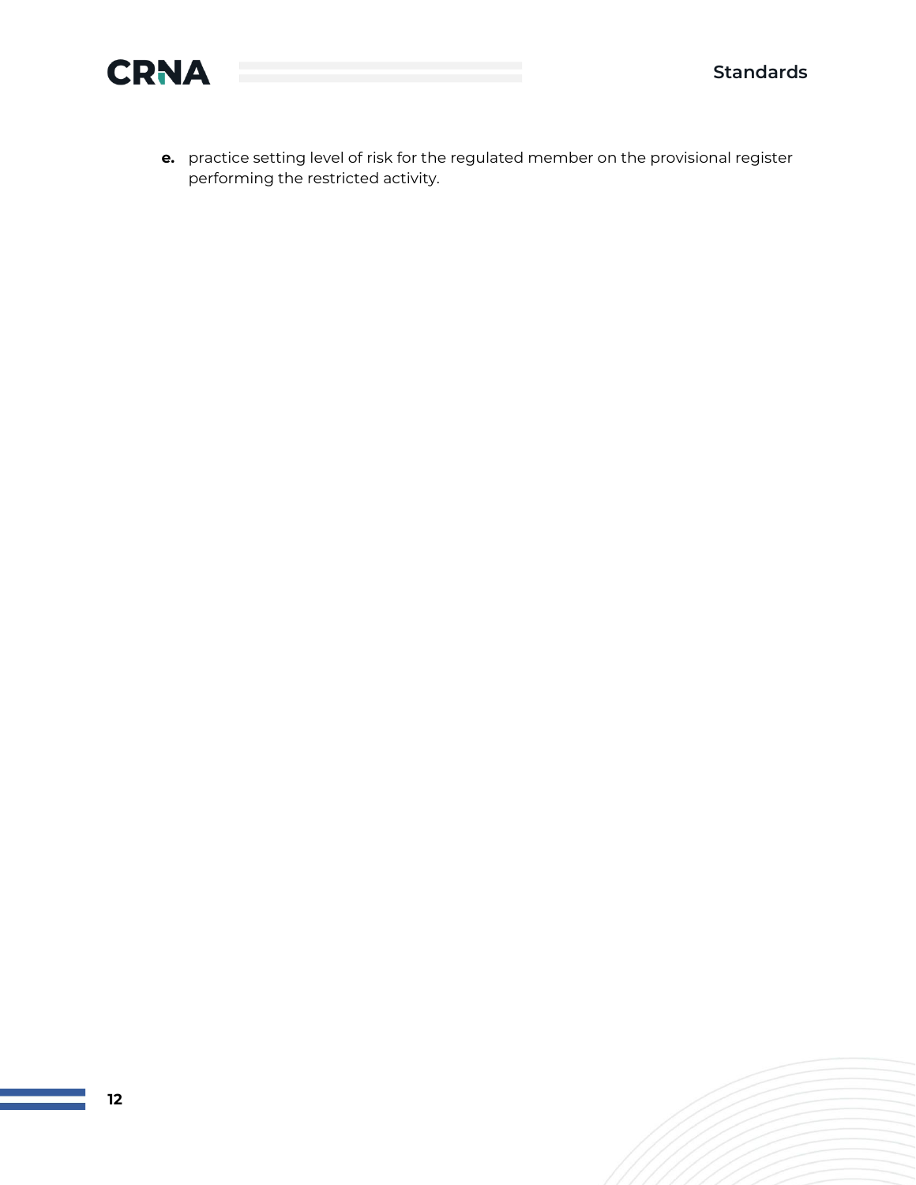e. practice setting level of risk for the regulated member on the provisional register performing the restricted activity.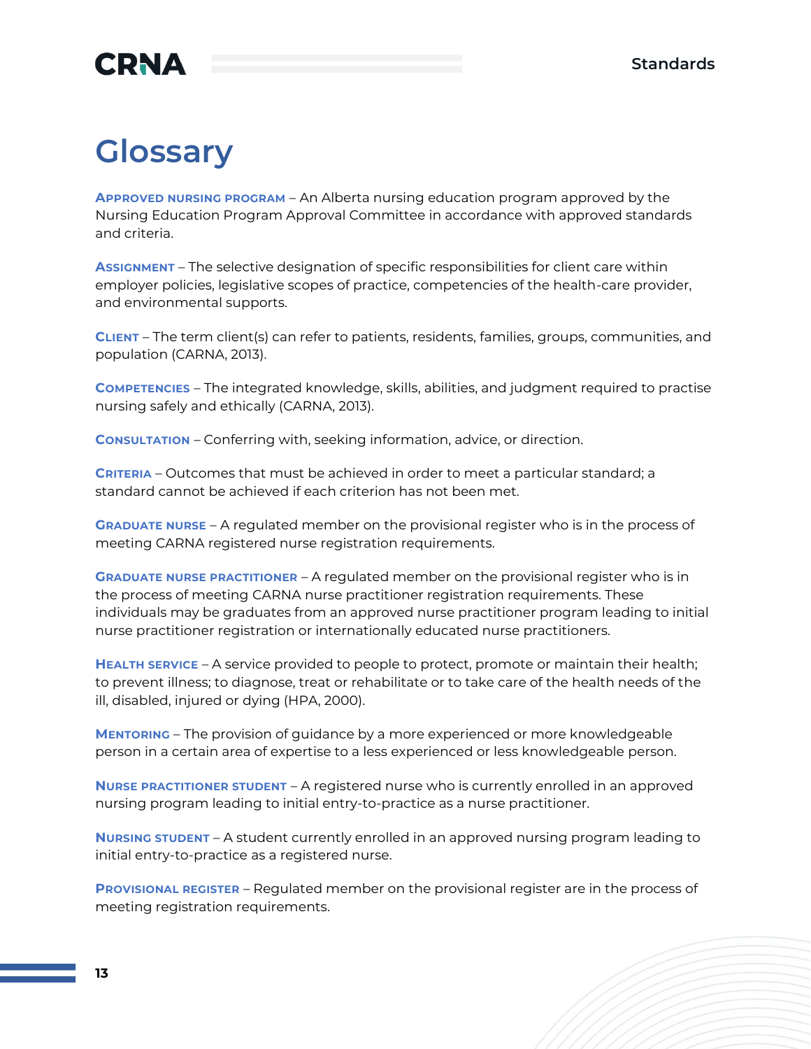# Glossary

**Approved nursing program** – An Alberta nursing education program approved by the Nursing Education Program Approval Committee in accordance with approved standards and criteria.

**Assignment** – The selective designation of specific responsibilities for client care within employer policies, legislative scopes of practice, competencies of the health-care provider, and environmental supports.

**Client** – The term client(s) can refer to patients, residents, families, groups, communities, and population (CARNA, 2013).

**Competencies** – The integrated knowledge, skills, abilities, and judgment required to practise nursing safely and ethically (CARNA, 2013).

**Consultation** – Conferring with, seeking information, advice, or direction.

**Criteria** – Outcomes that must be achieved in order to meet a particular standard; a standard cannot be achieved if each criterion has not been met.

**Graduate nurse** – A regulated member on the provisional register who is in the process of meeting CARNA registered nurse registration requirements.

**Graduate nurse practitioner** – A regulated member on the provisional register who is in the process of meeting CARNA nurse practitioner registration requirements. These individuals may be graduates from an approved nurse practitioner program leading to initial nurse practitioner registration or internationally educated nurse practitioners.

**Health service** – A service provided to people to protect, promote or maintain their health; to prevent illness; to diagnose, treat or rehabilitate or to take care of the health needs of the ill, disabled, injured or dying (HPA, 2000).

**Mentoring** – The provision of guidance by a more experienced or more knowledgeable person in a certain area of expertise to a less experienced or less knowledgeable person.

**Nurse practitioner student** – A registered nurse who is currently enrolled in an approved nursing program leading to initial entry-to-practice as a nurse practitioner.

**Nursing student** – A student currently enrolled in an approved nursing program leading to initial entry-to-practice as a registered nurse.

**Provisional register** – Regulated member on the provisional register are in the process of meeting registration requirements.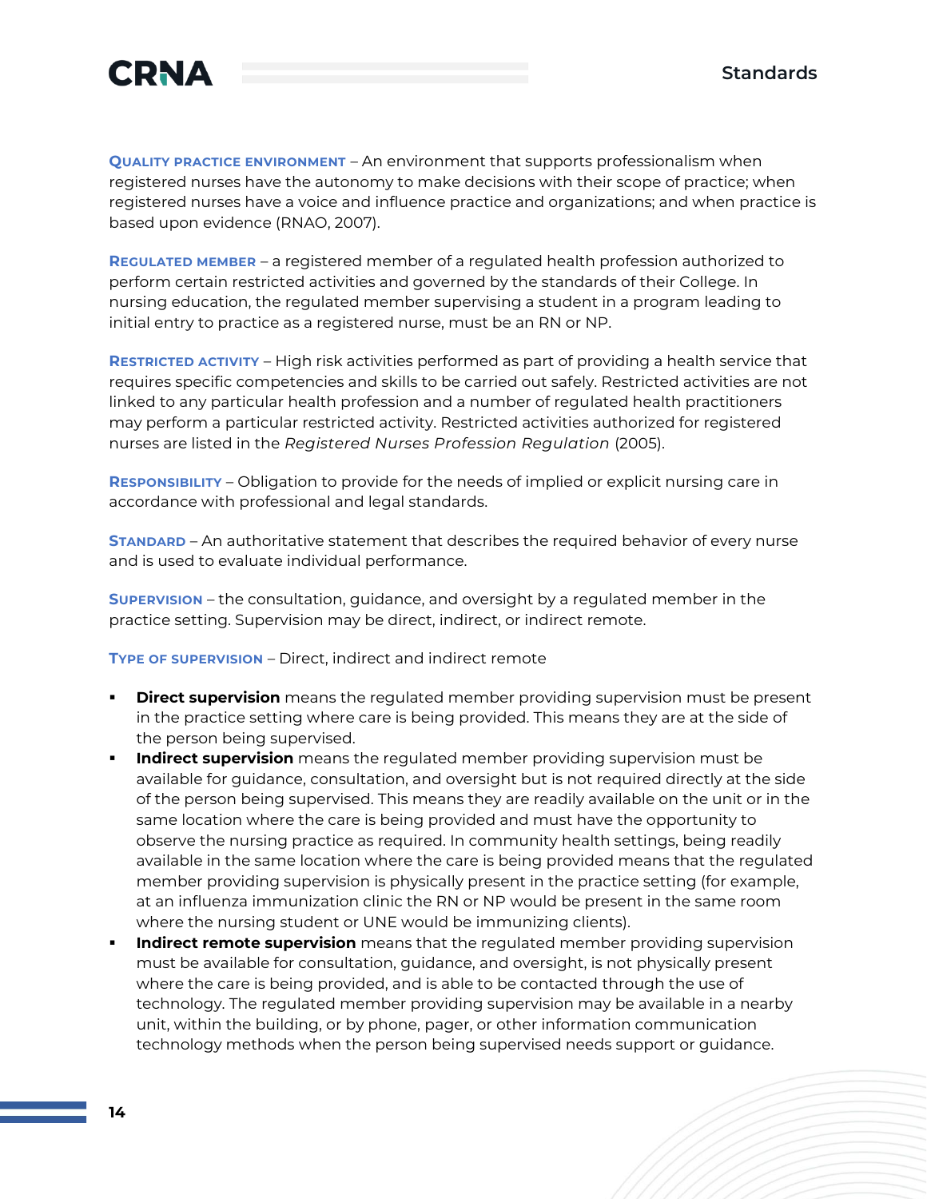**Quality practice environment** – An environment that supports professionalism when registered nurses have the autonomy to make decisions with their scope of practice; when registered nurses have a voice and influence practice and organizations; and when practice is based upon evidence (RNAO, 2007).

**Regulated member** – a registered member of a regulated health profession authorized to perform certain restricted activities and governed by the standards of their College. In nursing education, the regulated member supervising a student in a program leading to initial entry to practice as a registered nurse, must be an RN or NP.

**Restricted activity** – High risk activities performed as part of providing a health service that requires specific competencies and skills to be carried out safely. Restricted activities are not linked to any particular health profession and a number of regulated health practitioners may perform a particular restricted activity. Restricted activities authorized for registered nurses are listed in the *Registered Nurses Profession Regulation* (2005).

**Responsibility** – Obligation to provide for the needs of implied or explicit nursing care in accordance with professional and legal standards.

**Standard** – An authoritative statement that describes the required behavior of every nurse and is used to evaluate individual performance.

**Supervision** – the consultation, guidance, and oversight by a regulated member in the practice setting. Supervision may be direct, indirect, or indirect remote.

**Type of supervision** – Direct, indirect and indirect remote

- **Direct supervision** means the regulated member providing supervision must be present in the practice setting where care is being provided. This means they are at the side of the person being supervised.
- **Indirect supervision** means the regulated member providing supervision must be available for guidance, consultation, and oversight but is not required directly at the side of the person being supervised. This means they are readily available on the unit or in the same location where the care is being provided and must have the opportunity to observe the nursing practice as required. In community health settings, being readily available in the same location where the care is being provided means that the regulated member providing supervision is physically present in the practice setting (for example, at an influenza immunization clinic the RN or NP would be present in the same room where the nursing student or UNE would be immunizing clients).
- **Indirect remote supervision** means that the regulated member providing supervision must be available for consultation, guidance, and oversight, is not physically present where the care is being provided, and is able to be contacted through the use of technology. The regulated member providing supervision may be available in a nearby unit, within the building, or by phone, pager, or other information communication technology methods when the person being supervised needs support or guidance.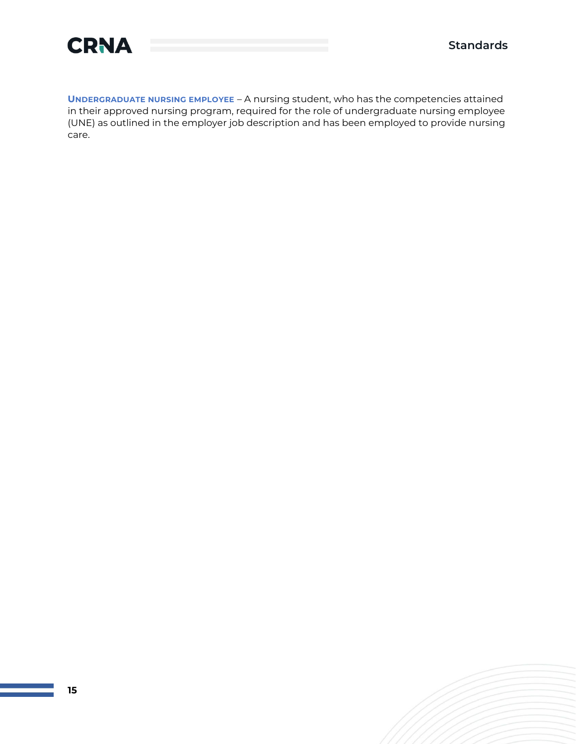**Undergraduate nursing employee** – A nursing student, who has the competencies attained in their approved nursing program, required for the role of undergraduate nursing employee (UNE) as outlined in the employer job description and has been employed to provide nursing care.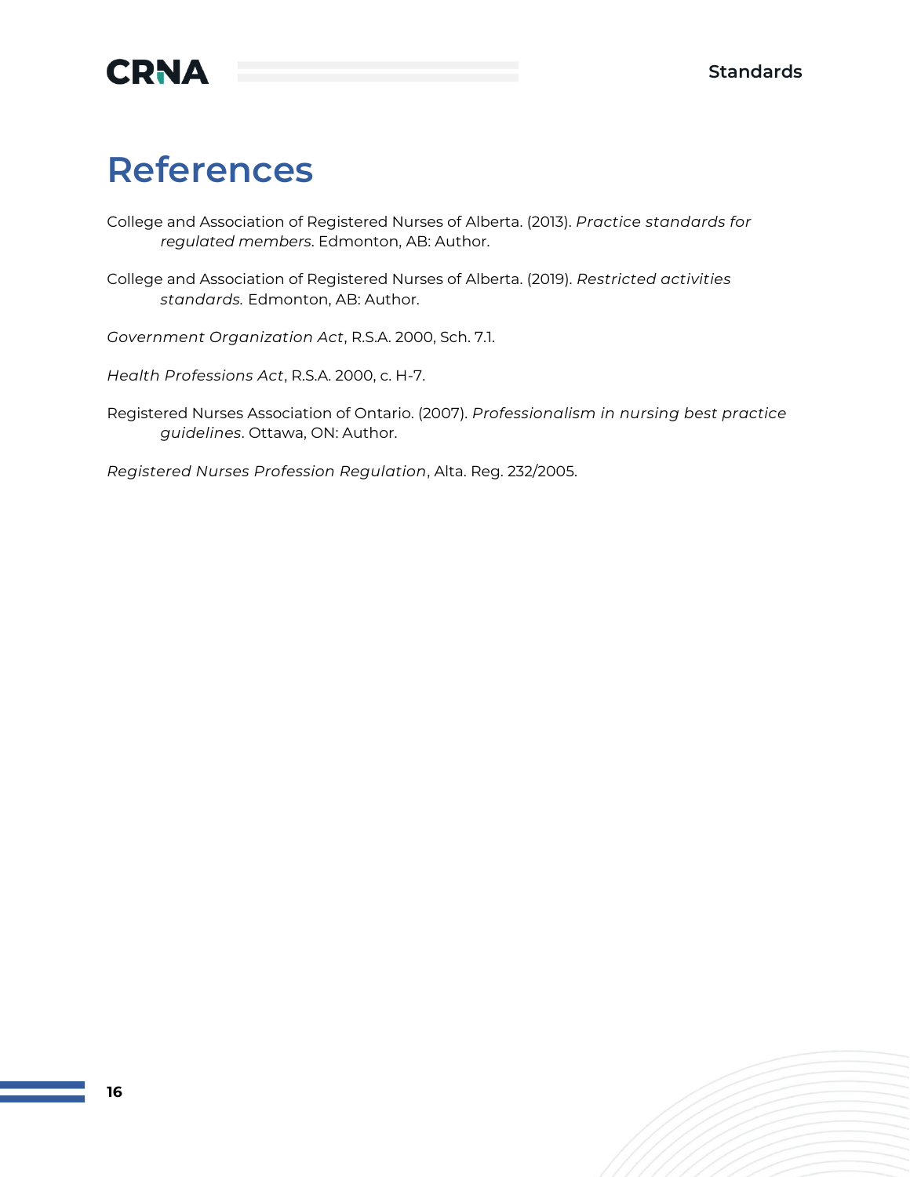# References

College and Association of Registered Nurses of Alberta. (2013). *Practice standards for regulated members*. Edmonton, AB: Author.

College and Association of Registered Nurses of Alberta. (2019). *Restricted activities standards.* Edmonton, AB: Author.

*Government Organization Act*, R.S.A. 2000, Sch. 7.1.

*Health Professions Act*, R.S.A. 2000, c. H-7.

Registered Nurses Association of Ontario. (2007). *Professionalism in nursing best practice guidelines*. Ottawa, ON: Author.

*Registered Nurses Profession Regulation*, Alta. Reg. 232/2005.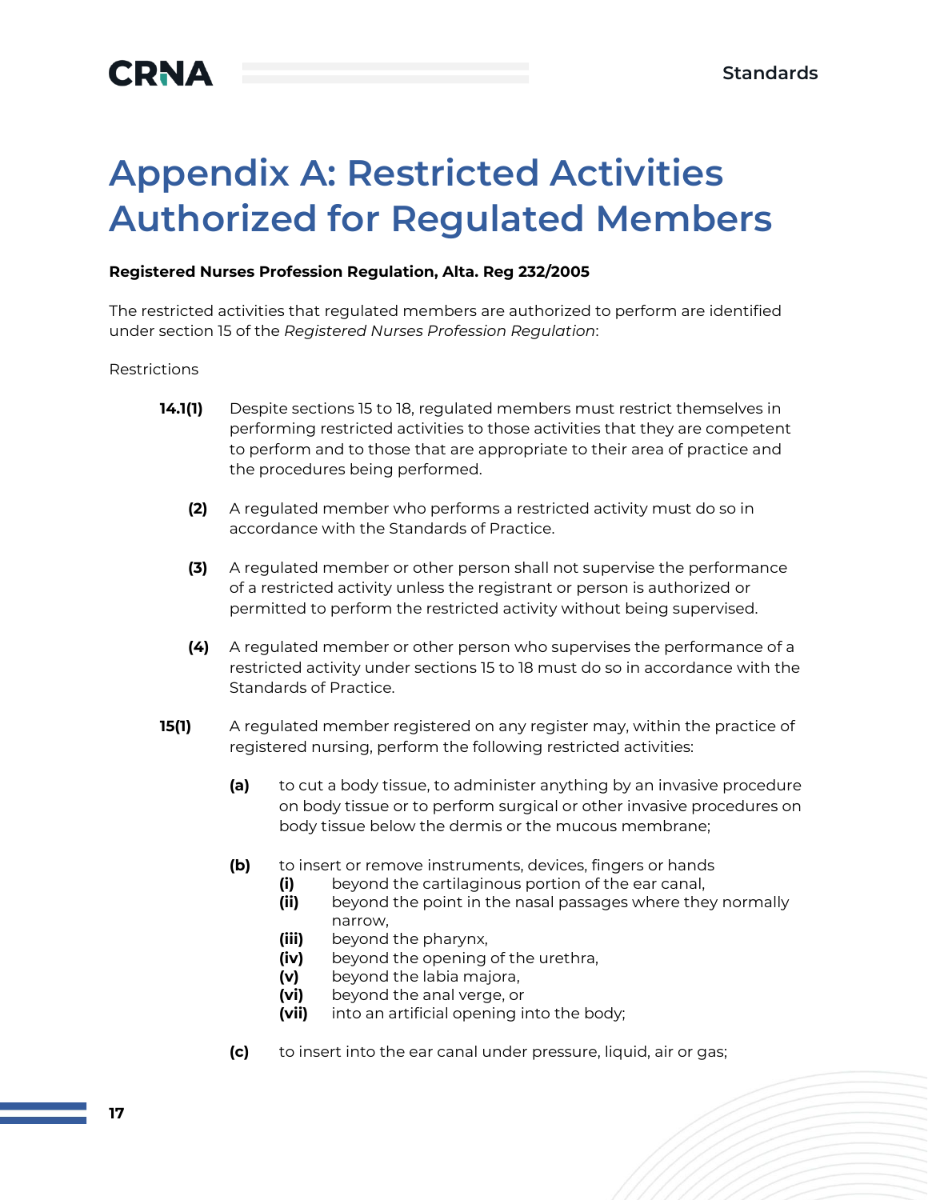# Appendix A: Restricted Activities Authorized for Regulated Members

**Registered Nurses Profession Regulation, Alta. Reg 232/2005**

The restricted activities that regulated members are authorized to perform are identified under section 15 of the *Registered Nurses Profession Regulation*:

Restrictions

**14.1(1)** Despite sections 15 to 18, regulated members must restrict themselves in performing restricted activities to those activities that they are competent to perform and to those that are appropriate to their area of practice and the procedures being performed.

**(2)** A regulated member who performs a restricted activity must do so in accordance with the Standards of Practice.

**(3)** A regulated member or other person shall not supervise the performance of a restricted activity unless the registrant or person is authorized or permitted to perform the restricted activity without being supervised.

**(4)** A regulated member or other person who supervises the performance of a restricted activity under sections 15 to 18 must do so in accordance with the Standards of Practice.

**15(1)** A regulated member registered on any register may, within the practice of registered nursing, perform the following restricted activities:

- **(a)** to cut a body tissue, to administer anything by an invasive procedure on body tissue or to perform surgical or other invasive procedures on body tissue below the dermis or the mucous membrane;
- **(b)** to insert or remove instruments, devices, fingers or hands
  - **(i)** beyond the cartilaginous portion of the ear canal,
  - **(ii)** beyond the point in the nasal passages where they normally narrow,
  - **(iii)** beyond the pharynx,
  - **(iv)** beyond the opening of the urethra,
  - **(v)** beyond the labia majora,
  - **(vi)** beyond the anal verge, or
  - **(vii)** into an artificial opening into the body;
- **(c)** to insert into the ear canal under pressure, liquid, air or gas;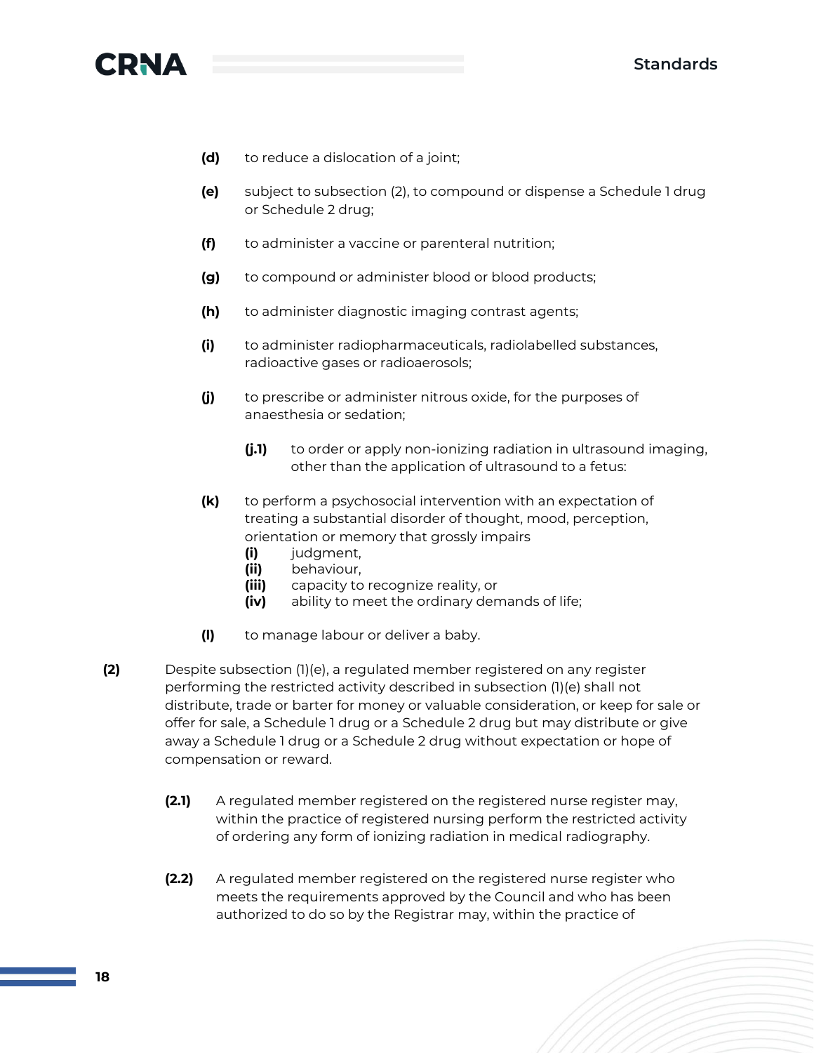**(d)** to reduce a dislocation of a joint;

**(e)** subject to subsection (2), to compound or dispense a Schedule 1 drug or Schedule 2 drug;

**(f)** to administer a vaccine or parenteral nutrition;

**(g)** to compound or administer blood or blood products;

**(h)** to administer diagnostic imaging contrast agents;

**(i)** to administer radiopharmaceuticals, radiolabelled substances, radioactive gases or radioaerosols;

**(j)** to prescribe or administer nitrous oxide, for the purposes of anaesthesia or sedation;

> **(j.1)** to order or apply non-ionizing radiation in ultrasound imaging, other than the application of ultrasound to a fetus:

**(k)** to perform a psychosocial intervention with an expectation of treating a substantial disorder of thought, mood, perception, orientation or memory that grossly impairs

- **(i)** judgment,
- **(ii)** behaviour,
- **(iii)** capacity to recognize reality, or
- **(iv)** ability to meet the ordinary demands of life;

**(l)** to manage labour or deliver a baby.

**(2)** Despite subsection (1)(e), a regulated member registered on any register performing the restricted activity described in subsection (1)(e) shall not distribute, trade or barter for money or valuable consideration, or keep for sale or offer for sale, a Schedule 1 drug or a Schedule 2 drug but may distribute or give away a Schedule 1 drug or a Schedule 2 drug without expectation or hope of compensation or reward.

> **(2.1)** A regulated member registered on the registered nurse register may, within the practice of registered nursing perform the restricted activity of ordering any form of ionizing radiation in medical radiography.

> **(2.2)** A regulated member registered on the registered nurse register who meets the requirements approved by the Council and who has been authorized to do so by the Registrar may, within the practice of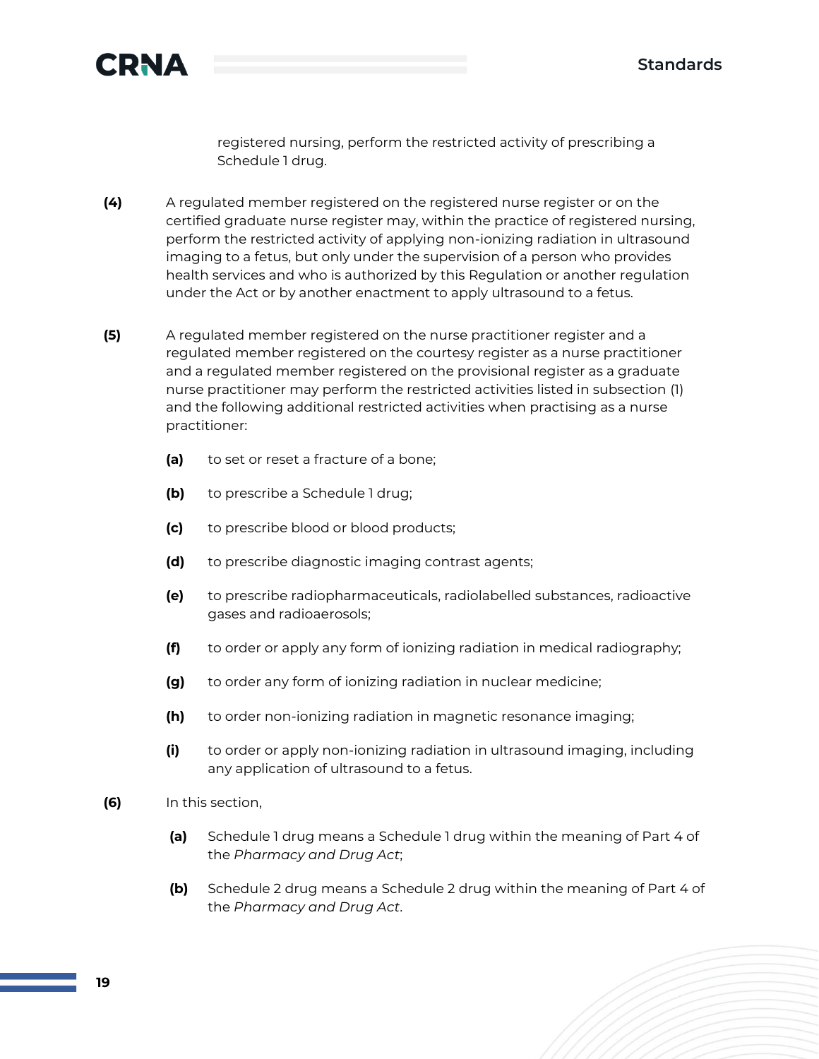registered nursing, perform the restricted activity of prescribing a Schedule 1 drug.

**(4)** A regulated member registered on the registered nurse register or on the certified graduate nurse register may, within the practice of registered nursing, perform the restricted activity of applying non-ionizing radiation in ultrasound imaging to a fetus, but only under the supervision of a person who provides health services and who is authorized by this Regulation or another regulation under the Act or by another enactment to apply ultrasound to a fetus.

**(5)** A regulated member registered on the nurse practitioner register and a regulated member registered on the courtesy register as a nurse practitioner and a regulated member registered on the provisional register as a graduate nurse practitioner may perform the restricted activities listed in subsection (1) and the following additional restricted activities when practising as a nurse practitioner:

- **(a)** to set or reset a fracture of a bone;
- **(b)** to prescribe a Schedule 1 drug;
- **(c)** to prescribe blood or blood products;
- **(d)** to prescribe diagnostic imaging contrast agents;
- **(e)** to prescribe radiopharmaceuticals, radiolabelled substances, radioactive gases and radioaerosols;
- **(f)** to order or apply any form of ionizing radiation in medical radiography;
- **(g)** to order any form of ionizing radiation in nuclear medicine;
- **(h)** to order non-ionizing radiation in magnetic resonance imaging;
- **(i)** to order or apply non-ionizing radiation in ultrasound imaging, including any application of ultrasound to a fetus.

**(6)** In this section,

- **(a)** Schedule 1 drug means a Schedule 1 drug within the meaning of Part 4 of the *Pharmacy and Drug Act*;
- **(b)** Schedule 2 drug means a Schedule 2 drug within the meaning of Part 4 of the *Pharmacy and Drug Act*.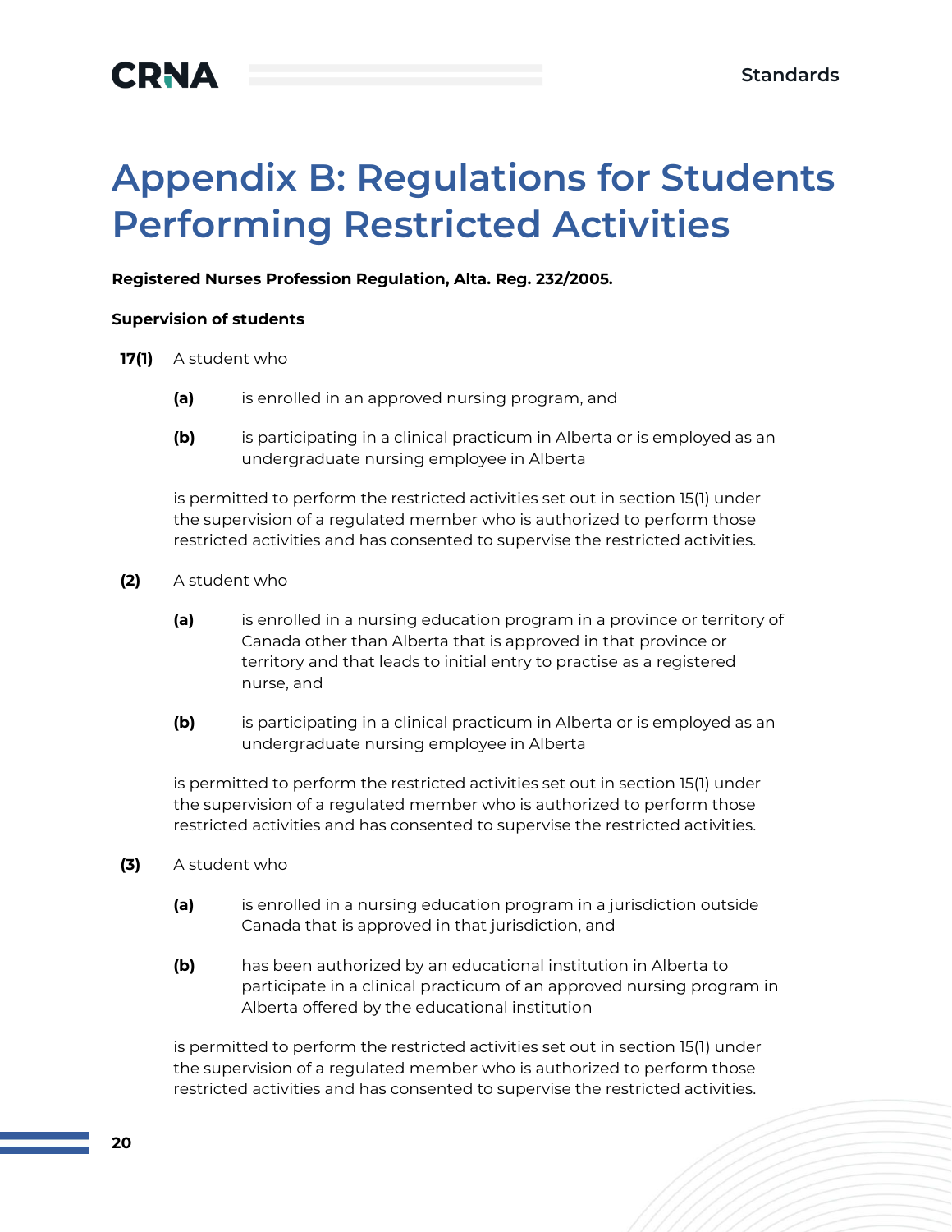# Appendix B: Regulations for Students Performing Restricted Activities

**Registered Nurses Profession Regulation, Alta. Reg. 232/2005.**

**Supervision of students**

**17(1)** A student who

**(a)** is enrolled in an approved nursing program, and

**(b)** is participating in a clinical practicum in Alberta or is employed as an undergraduate nursing employee in Alberta

is permitted to perform the restricted activities set out in section 15(1) under the supervision of a regulated member who is authorized to perform those restricted activities and has consented to supervise the restricted activities.

**(2)** A student who

**(a)** is enrolled in a nursing education program in a province or territory of Canada other than Alberta that is approved in that province or territory and that leads to initial entry to practise as a registered nurse, and

**(b)** is participating in a clinical practicum in Alberta or is employed as an undergraduate nursing employee in Alberta

is permitted to perform the restricted activities set out in section 15(1) under the supervision of a regulated member who is authorized to perform those restricted activities and has consented to supervise the restricted activities.

**(3)** A student who

**(a)** is enrolled in a nursing education program in a jurisdiction outside Canada that is approved in that jurisdiction, and

**(b)** has been authorized by an educational institution in Alberta to participate in a clinical practicum of an approved nursing program in Alberta offered by the educational institution

is permitted to perform the restricted activities set out in section 15(1) under the supervision of a regulated member who is authorized to perform those restricted activities and has consented to supervise the restricted activities.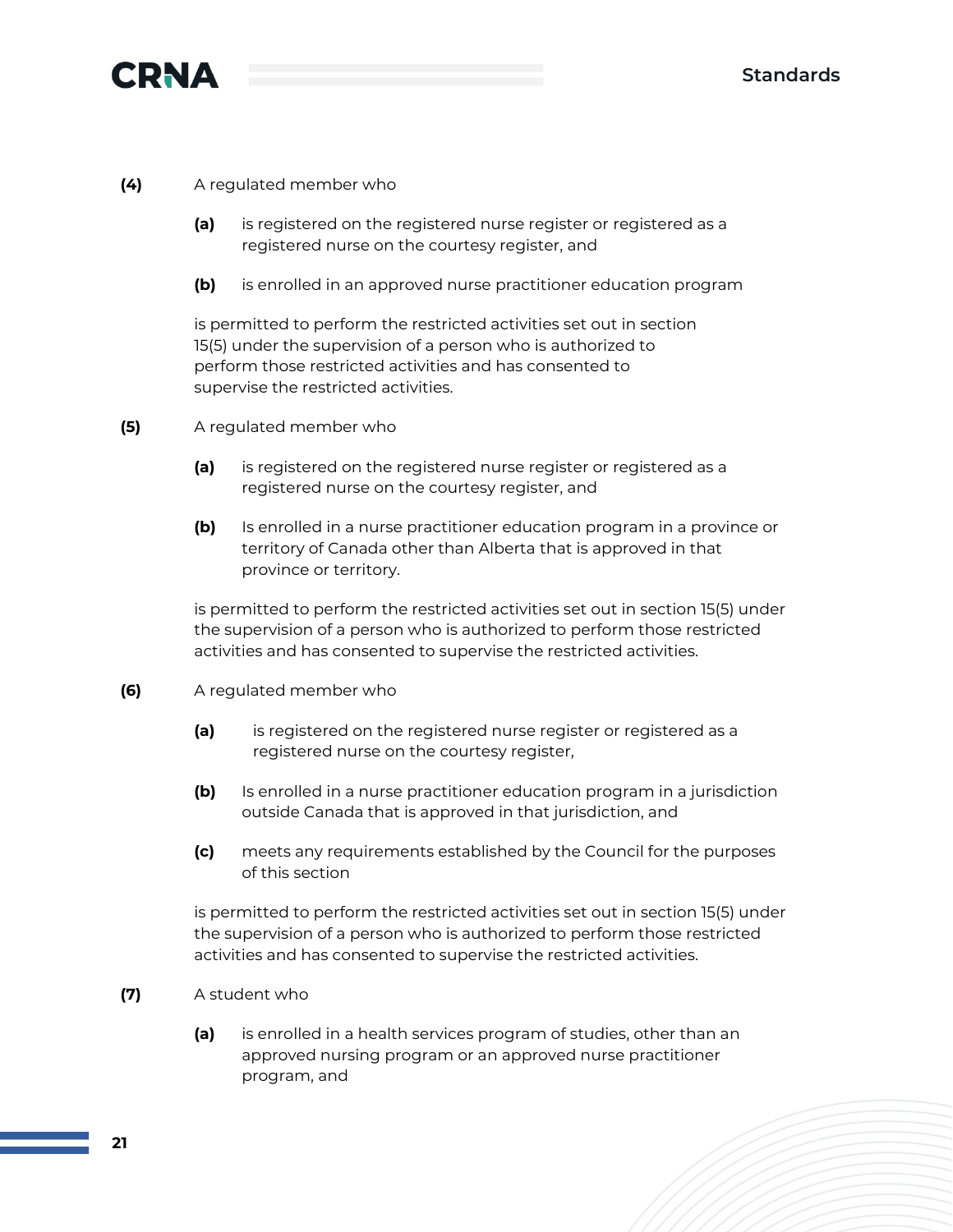**(4)** A regulated member who

> **(a)** is registered on the registered nurse register or registered as a registered nurse on the courtesy register, and
>
> **(b)** is enrolled in an approved nurse practitioner education program
>
> is permitted to perform the restricted activities set out in section 15(5) under the supervision of a person who is authorized to perform those restricted activities and has consented to supervise the restricted activities.

**(5)** A regulated member who

> **(a)** is registered on the registered nurse register or registered as a registered nurse on the courtesy register, and
>
> **(b)** Is enrolled in a nurse practitioner education program in a province or territory of Canada other than Alberta that is approved in that province or territory.
>
> is permitted to perform the restricted activities set out in section 15(5) under the supervision of a person who is authorized to perform those restricted activities and has consented to supervise the restricted activities.

**(6)** A regulated member who

> **(a)** is registered on the registered nurse register or registered as a registered nurse on the courtesy register,
>
> **(b)** Is enrolled in a nurse practitioner education program in a jurisdiction outside Canada that is approved in that jurisdiction, and
>
> **(c)** meets any requirements established by the Council for the purposes of this section
>
> is permitted to perform the restricted activities set out in section 15(5) under the supervision of a person who is authorized to perform those restricted activities and has consented to supervise the restricted activities.

**(7)** A student who

> **(a)** is enrolled in a health services program of studies, other than an approved nursing program or an approved nurse practitioner program, and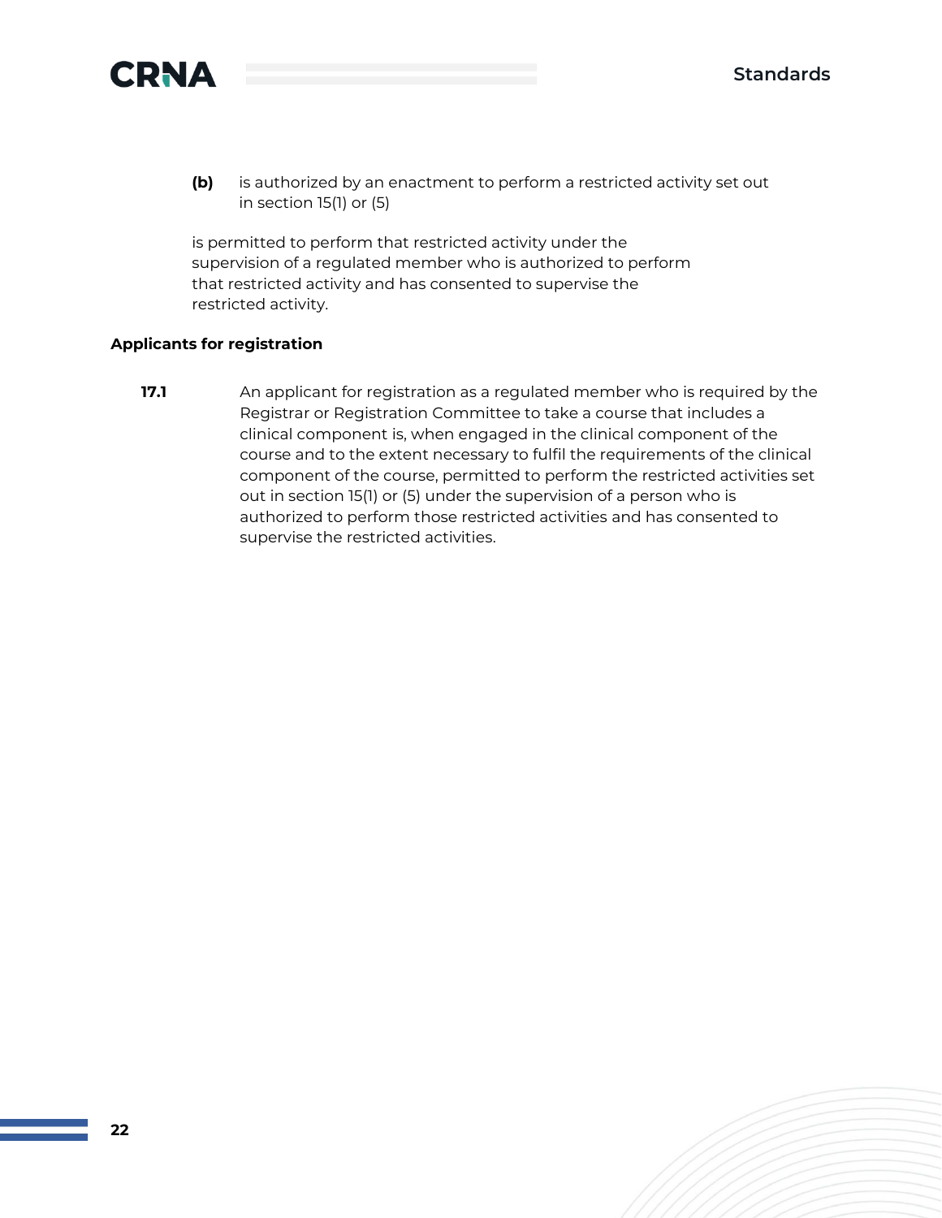**(b)** is authorized by an enactment to perform a restricted activity set out in section 15(1) or (5)

is permitted to perform that restricted activity under the supervision of a regulated member who is authorized to perform that restricted activity and has consented to supervise the restricted activity.

**Applicants for registration**

**17.1** An applicant for registration as a regulated member who is required by the Registrar or Registration Committee to take a course that includes a clinical component is, when engaged in the clinical component of the course and to the extent necessary to fulfil the requirements of the clinical component of the course, permitted to perform the restricted activities set out in section 15(1) or (5) under the supervision of a person who is authorized to perform those restricted activities and has consented to supervise the restricted activities.